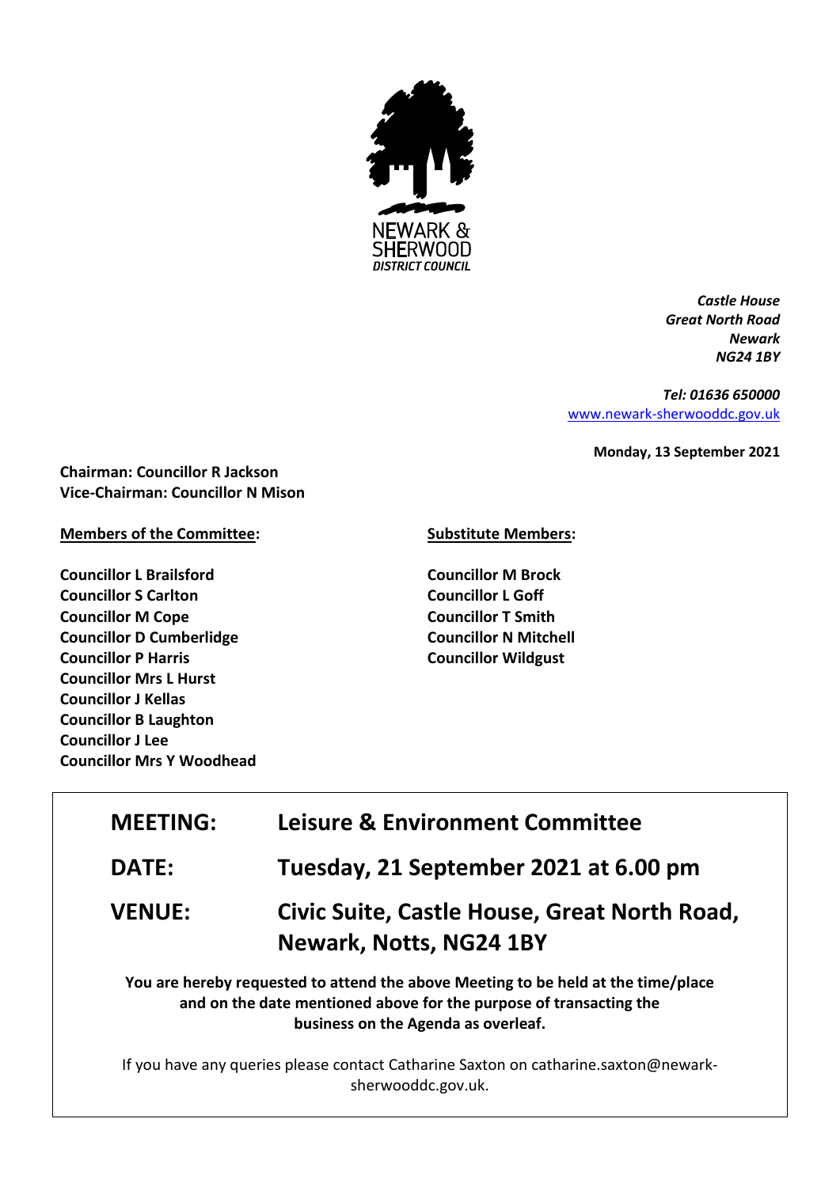NEWARK & SHERWOOD DISTRICT COUNCIL

***Castle House***
***Great North Road***
***Newark***
***NG24 1BY***

***Tel: 01636 650000***
[www.newark-sherwooddc.gov.uk](http://www.newark-sherwooddc.gov.uk)

**Monday, 13 September 2021**

**Chairman: Councillor R Jackson**
**Vice-Chairman: Councillor N Mison**

**Members of the Committee:**

**Councillor L Brailsford**
**Councillor S Carlton**
**Councillor M Cope**
**Councillor D Cumberlidge**
**Councillor P Harris**
**Councillor Mrs L Hurst**
**Councillor J Kellas**
**Councillor B Laughton**
**Councillor J Lee**
**Councillor Mrs Y Woodhead**

**Substitute Members:**

**Councillor M Brock**
**Councillor L Goff**
**Councillor T Smith**
**Councillor N Mitchell**
**Councillor Wildgust**

| | |
|---|---|
| **MEETING:** | **Leisure & Environment Committee** |
| **DATE:** | **Tuesday, 21 September 2021 at 6.00 pm** |
| **VENUE:** | **Civic Suite, Castle House, Great North Road, Newark, Notts, NG24 1BY** |

**You are hereby requested to attend the above Meeting to be held at the time/place and on the date mentioned above for the purpose of transacting the business on the Agenda as overleaf.**

If you have any queries please contact Catharine Saxton on catharine.saxton@newark-sherwooddc.gov.uk.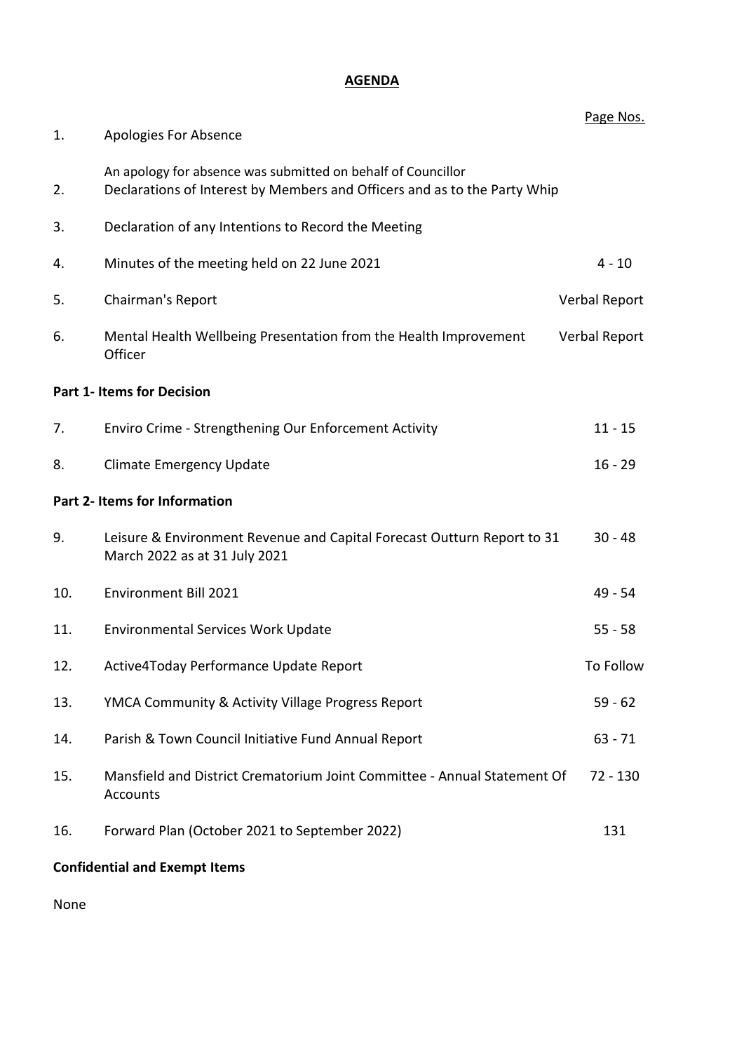**AGENDA**

| | | Page Nos. |
|---|---|---|
| 1. | Apologies For Absence<br><br>An apology for absence was submitted on behalf of Councillor | |
| 2. | Declarations of Interest by Members and Officers and as to the Party Whip | |
| 3. | Declaration of any Intentions to Record the Meeting | |
| 4. | Minutes of the meeting held on 22 June 2021 | 4 - 10 |
| 5. | Chairman's Report | Verbal Report |
| 6. | Mental Health Wellbeing Presentation from the Health Improvement Officer | Verbal Report |
| **Part 1- Items for Decision** | | |
| 7. | Enviro Crime - Strengthening Our Enforcement Activity | 11 - 15 |
| 8. | Climate Emergency Update | 16 - 29 |
| **Part 2- Items for Information** | | |
| 9. | Leisure & Environment Revenue and Capital Forecast Outturn Report to 31 March 2022 as at 31 July 2021 | 30 - 48 |
| 10. | Environment Bill 2021 | 49 - 54 |
| 11. | Environmental Services Work Update | 55 - 58 |
| 12. | Active4Today Performance Update Report | To Follow |
| 13. | YMCA Community & Activity Village Progress Report | 59 - 62 |
| 14. | Parish & Town Council Initiative Fund Annual Report | 63 - 71 |
| 15. | Mansfield and District Crematorium Joint Committee - Annual Statement Of Accounts | 72 - 130 |
| 16. | Forward Plan (October 2021 to September 2022) | 131 |

**Confidential and Exempt Items**

None